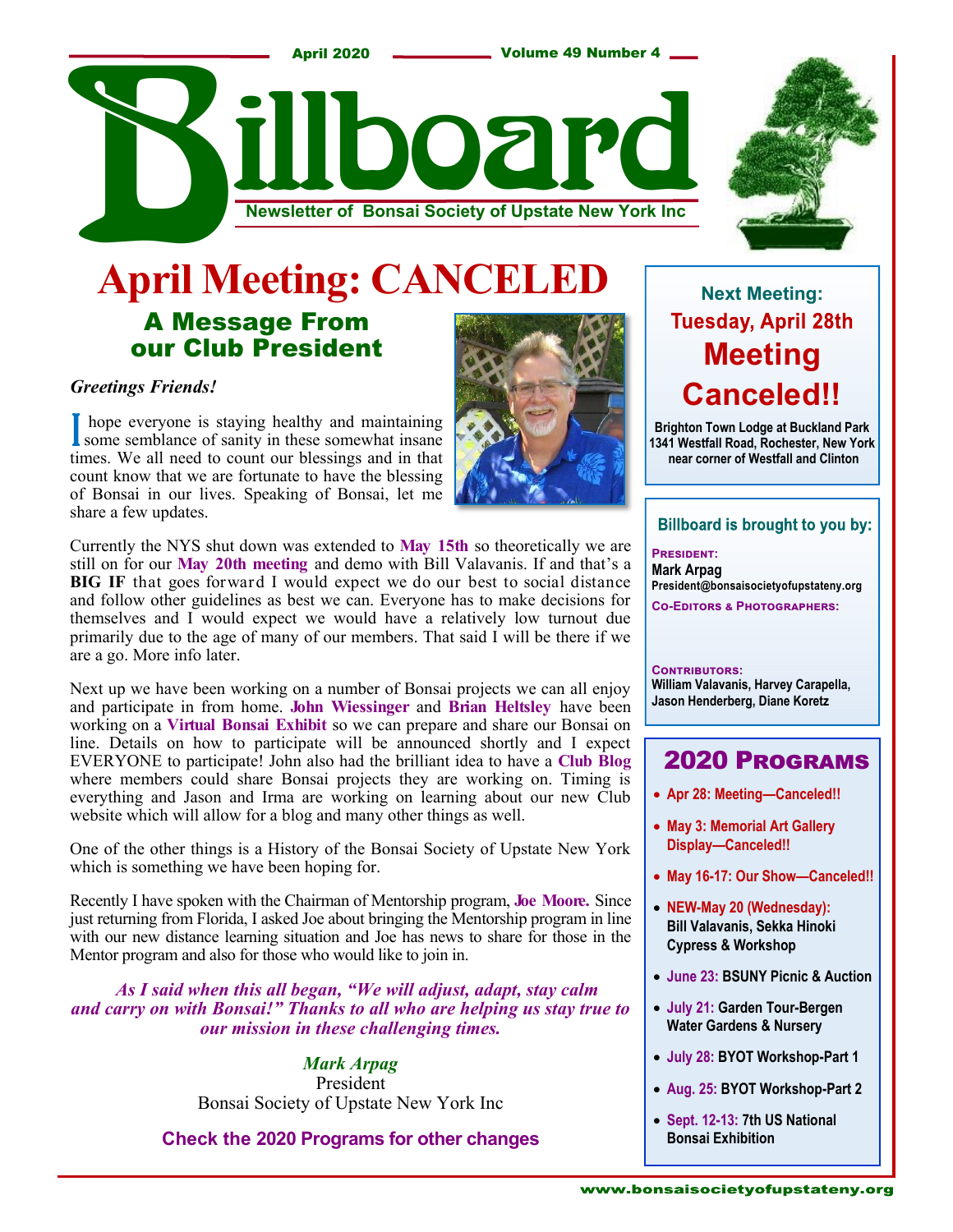April 2020 — Volume 49 Number 4

# Billboard

**Newsletter of Bonsai Society of Upstate New York Inc**

# April Meeting: CANCELED

## A Message From our Club President

*Greetings Friends!*

I hope everyone is staying healthy and maintaining some semblance of sanity in these somewhat insane times. We all need to count our blessings and in that count know that we are fortunate to have the blessing of Bonsai in our lives. Speaking of Bonsai, let me share a few updates.

Currently the NYS shut down was extended to **May 15th** so theoretically we are still on for our **May 20th meeting** and demo with Bill Valavanis. If and that's a **BIG IF** that goes forward I would expect we do our best to social distance and follow other guidelines as best we can. Everyone has to make decisions for themselves and I would expect we would have a relatively low turnout due primarily due to the age of many of our members. That said I will be there if we are a go. More info later.

Next up we have been working on a number of Bonsai projects we can all enjoy and participate in from home. **John Wiessinger** and **Brian Heltsley** have been working on a **Virtual Bonsai Exhibit** so we can prepare and share our Bonsai on line. Details on how to participate will be announced shortly and I expect EVERYONE to participate! John also had the brilliant idea to have a **Club Blog** where members could share Bonsai projects they are working on. Timing is everything and Jason and Irma are working on learning about our new Club website which will allow for a blog and many other things as well.

One of the other things is a History of the Bonsai Society of Upstate New York which is something we have been hoping for.

Recently I have spoken with the Chairman of Mentorship program, **Joe Moore.** Since just returning from Florida, I asked Joe about bringing the Mentorship program in line with our new distance learning situation and Joe has news to share for those in the Mentor program and also for those who would like to join in.

***As I said when this all began, "We will adjust, adapt, stay calm and carry on with Bonsai!" Thanks to all who are helping us stay true to our mission in these challenging times.***

*Mark Arpag*
President
Bonsai Society of Upstate New York Inc

**Check the 2020 Programs for other changes**

---

**Next Meeting:**
**Tuesday, April 28th**
## Meeting Canceled!!

**Brighton Town Lodge at Buckland Park**
**1341 Westfall Road, Rochester, New York**
**near corner of Westfall and Clinton**

---

**Billboard is brought to you by:**

**President:**
Mark Arpag
President@bonsaisocietyofupstateny.org

**Co-Editors & Photographers:**

**Contributors:**
William Valavanis, Harvey Carapella, Jason Henderberg, Diane Koretz

---

## 2020 Programs

- **Apr 28: Meeting—Canceled!!**
- **May 3: Memorial Art Gallery Display—Canceled!!**
- **May 16-17: Our Show—Canceled!!**
- **NEW-May 20 (Wednesday):** Bill Valavanis, Sekka Hinoki Cypress & Workshop
- **June 23:** BSUNY Picnic & Auction
- **July 21:** Garden Tour-Bergen Water Gardens & Nursery
- **July 28:** BYOT Workshop-Part 1
- **Aug. 25:** BYOT Workshop-Part 2
- **Sept. 12-13:** 7th US National Bonsai Exhibition

www.bonsaisocietyofupstateny.org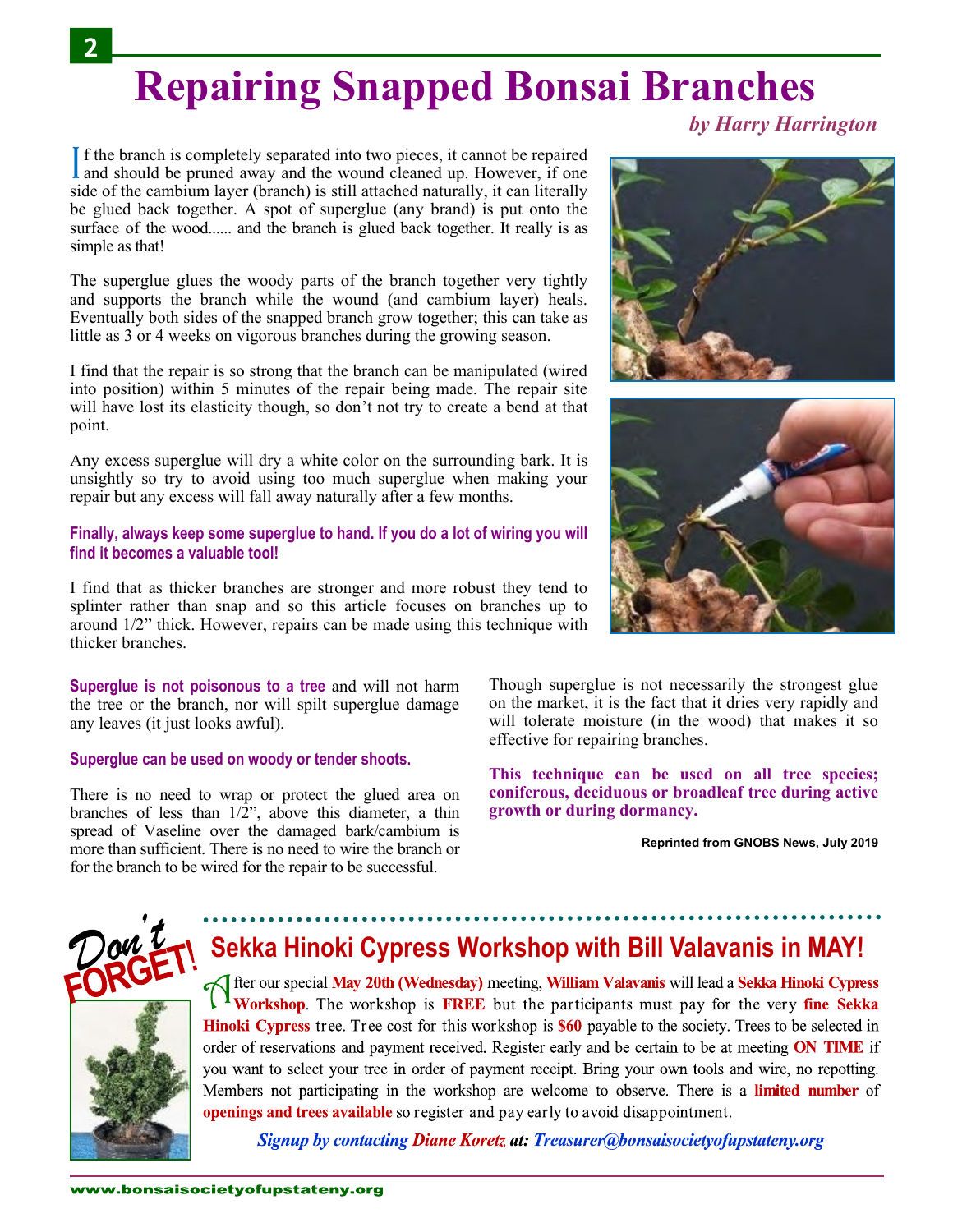# Repairing Snapped Bonsai Branches

***by Harry Harrington***

If the branch is completely separated into two pieces, it cannot be repaired and should be pruned away and the wound cleaned up. However, if one side of the cambium layer (branch) is still attached naturally, it can literally be glued back together. A spot of superglue (any brand) is put onto the surface of the wood...... and the branch is glued back together. It really is as simple as that!

The superglue glues the woody parts of the branch together very tightly and supports the branch while the wound (and cambium layer) heals. Eventually both sides of the snapped branch grow together; this can take as little as 3 or 4 weeks on vigorous branches during the growing season.

I find that the repair is so strong that the branch can be manipulated (wired into position) within 5 minutes of the repair being made. The repair site will have lost its elasticity though, so don't not try to create a bend at that point.

Any excess superglue will dry a white color on the surrounding bark. It is unsightly so try to avoid using too much superglue when making your repair but any excess will fall away naturally after a few months.

**Finally, always keep some superglue to hand. If you do a lot of wiring you will find it becomes a valuable tool!**

I find that as thicker branches are stronger and more robust they tend to splinter rather than snap and so this article focuses on branches up to around 1/2" thick. However, repairs can be made using this technique with thicker branches.

**Superglue is not poisonous to a tree** and will not harm the tree or the branch, nor will spilt superglue damage any leaves (it just looks awful).

**Superglue can be used on woody or tender shoots.**

There is no need to wrap or protect the glued area on branches of less than 1/2", above this diameter, a thin spread of Vaseline over the damaged bark/cambium is more than sufficient. There is no need to wire the branch or for the branch to be wired for the repair to be successful.

Though superglue is not necessarily the strongest glue on the market, it is the fact that it dries very rapidly and will tolerate moisture (in the wood) that makes it so effective for repairing branches.

**This technique can be used on all tree species; coniferous, deciduous or broadleaf tree during active growth or during dormancy.**

**Reprinted from GNOBS News, July 2019**

---

Don't FORGET!

## Sekka Hinoki Cypress Workshop with Bill Valavanis in MAY!

After our special **May 20th (Wednesday)** meeting, **William Valavanis** will lead a **Sekka Hinoki Cypress Workshop**. The workshop is **FREE** but the participants must pay for the very **fine Sekka Hinoki Cypress** tree. Tree cost for this workshop is **$60** payable to the society. Trees to be selected in order of reservations and payment received. Register early and be certain to be at meeting **ON TIME** if you want to select your tree in order of payment receipt. Bring your own tools and wire, no repotting. Members not participating in the workshop are welcome to observe. There is a **limited number** of **openings and trees available** so register and pay early to avoid disappointment.

***Signup by contacting Diane Koretz at: Treasurer@bonsaisocietyofupstateny.org***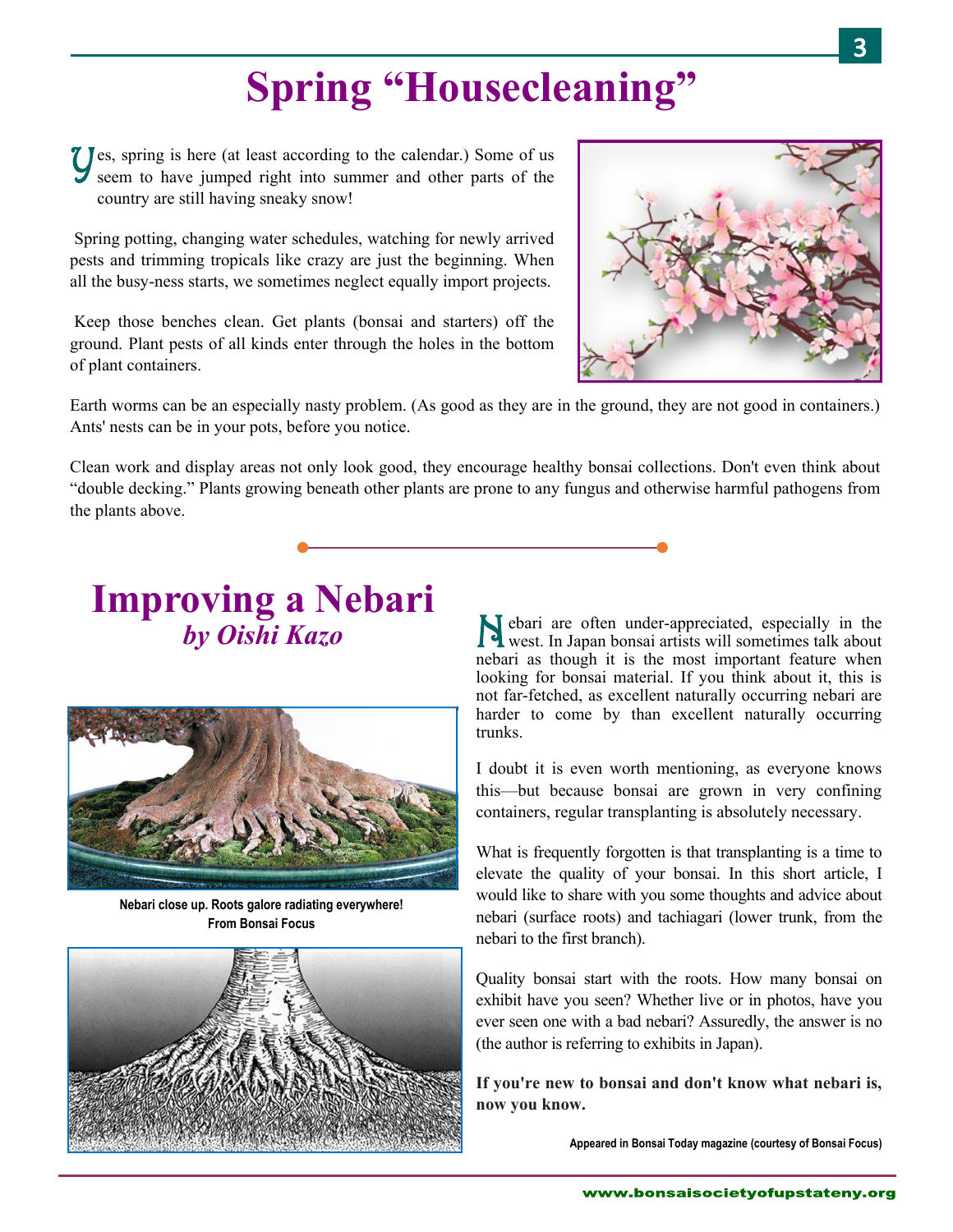# Spring "Housecleaning"

Yes, spring is here (at least according to the calendar.) Some of us seem to have jumped right into summer and other parts of the country are still having sneaky snow!

Spring potting, changing water schedules, watching for newly arrived pests and trimming tropicals like crazy are just the beginning. When all the busy-ness starts, we sometimes neglect equally import projects.

Keep those benches clean. Get plants (bonsai and starters) off the ground. Plant pests of all kinds enter through the holes in the bottom of plant containers.

Earth worms can be an especially nasty problem. (As good as they are in the ground, they are not good in containers.) Ants' nests can be in your pots, before you notice.

Clean work and display areas not only look good, they encourage healthy bonsai collections. Don't even think about "double decking." Plants growing beneath other plants are prone to any fungus and otherwise harmful pathogens from the plants above.

# Improving a Nebari

## *by Oishi Kazo*

**Nebari close up. Roots galore radiating everywhere! From Bonsai Focus**

Nebari are often under-appreciated, especially in the west. In Japan bonsai artists will sometimes talk about nebari as though it is the most important feature when looking for bonsai material. If you think about it, this is not far-fetched, as excellent naturally occurring nebari are harder to come by than excellent naturally occurring trunks.

I doubt it is even worth mentioning, as everyone knows this—but because bonsai are grown in very confining containers, regular transplanting is absolutely necessary.

What is frequently forgotten is that transplanting is a time to elevate the quality of your bonsai. In this short article, I would like to share with you some thoughts and advice about nebari (surface roots) and tachiagari (lower trunk, from the nebari to the first branch).

Quality bonsai start with the roots. How many bonsai on exhibit have you seen? Whether live or in photos, have you ever seen one with a bad nebari? Assuredly, the answer is no (the author is referring to exhibits in Japan).

**If you're new to bonsai and don't know what nebari is, now you know.**

Appeared in Bonsai Today magazine (courtesy of Bonsai Focus)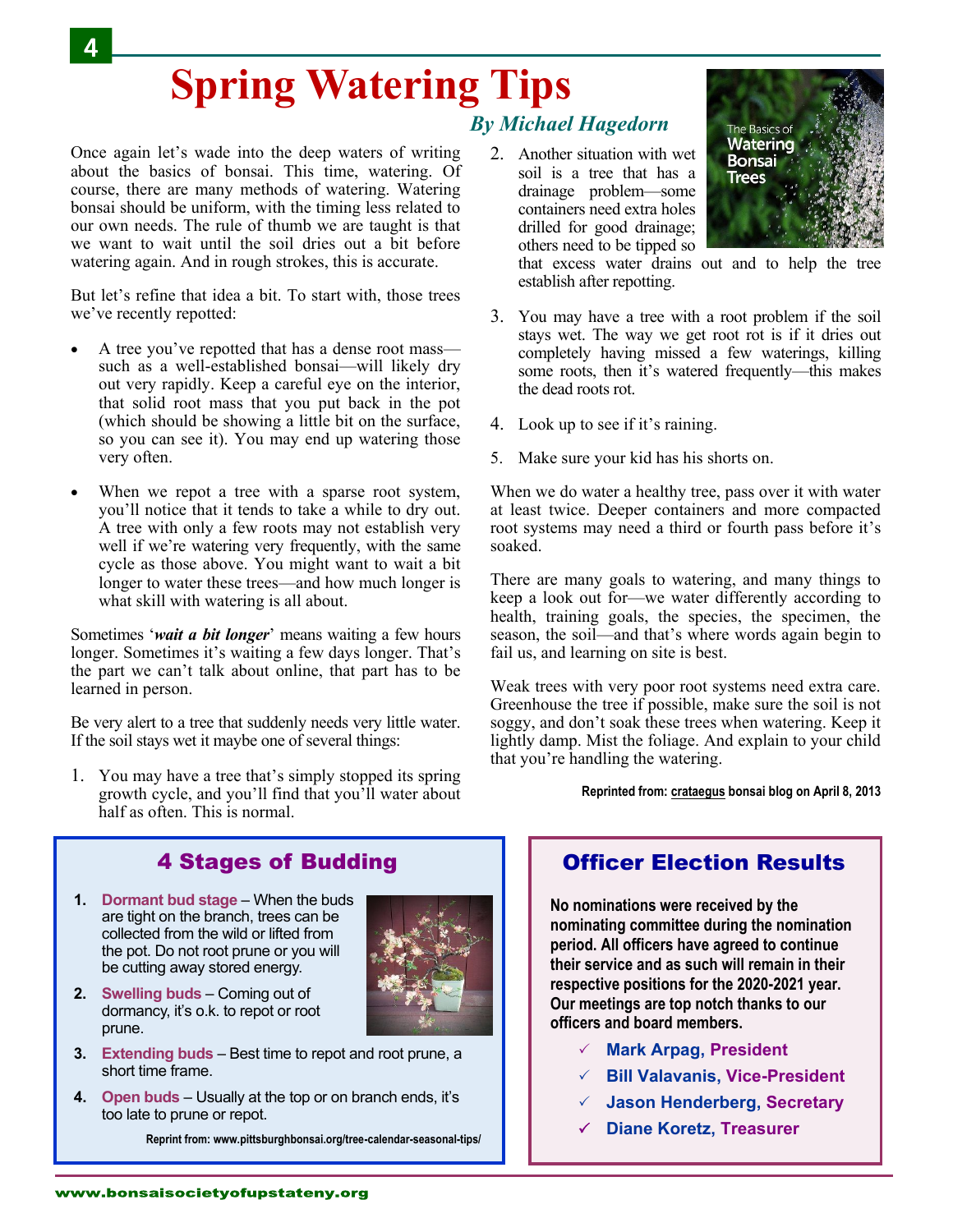# Spring Watering Tips

### *By Michael Hagedorn*

Once again let's wade into the deep waters of writing about the basics of bonsai. This time, watering. Of course, there are many methods of watering. Watering bonsai should be uniform, with the timing less related to our own needs. The rule of thumb we are taught is that we want to wait until the soil dries out a bit before watering again. And in rough strokes, this is accurate.

But let's refine that idea a bit. To start with, those trees we've recently repotted:

- A tree you've repotted that has a dense root mass—such as a well-established bonsai—will likely dry out very rapidly. Keep a careful eye on the interior, that solid root mass that you put back in the pot (which should be showing a little bit on the surface, so you can see it). You may end up watering those very often.
- When we repot a tree with a sparse root system, you'll notice that it tends to take a while to dry out. A tree with only a few roots may not establish very well if we're watering very frequently, with the same cycle as those above. You might want to wait a bit longer to water these trees—and how much longer is what skill with watering is all about.

Sometimes '***wait a bit longer***' means waiting a few hours longer. Sometimes it's waiting a few days longer. That's the part we can't talk about online, that part has to be learned in person.

Be very alert to a tree that suddenly needs very little water. If the soil stays wet it maybe one of several things:

1. You may have a tree that's simply stopped its spring growth cycle, and you'll find that you'll water about half as often. This is normal.
2. Another situation with wet soil is a tree that has a drainage problem—some containers need extra holes drilled for good drainage; others need to be tipped so that excess water drains out and to help the tree establish after repotting.
3. You may have a tree with a root problem if the soil stays wet. The way we get root rot is if it dries out completely having missed a few waterings, killing some roots, then it's watered frequently—this makes the dead roots rot.
4. Look up to see if it's raining.
5. Make sure your kid has his shorts on.

When we do water a healthy tree, pass over it with water at least twice. Deeper containers and more compacted root systems may need a third or fourth pass before it's soaked.

There are many goals to watering, and many things to keep a look out for—we water differently according to health, training goals, the species, the specimen, the season, the soil—and that's where words again begin to fail us, and learning on site is best.

Weak trees with very poor root systems need extra care. Greenhouse the tree if possible, make sure the soil is not soggy, and don't soak these trees when watering. Keep it lightly damp. Mist the foliage. And explain to your child that you're handling the watering.

**Reprinted from: crataegus bonsai blog on April 8, 2013**

## 4 Stages of Budding

1. **Dormant bud stage** – When the buds are tight on the branch, trees can be collected from the wild or lifted from the pot. Do not root prune or you will be cutting away stored energy.
2. **Swelling buds** – Coming out of dormancy, it's o.k. to repot or root prune.
3. **Extending buds** – Best time to repot and root prune, a short time frame.
4. **Open buds** – Usually at the top or on branch ends, it's too late to prune or repot.

**Reprint from: www.pittsburghbonsai.org/tree-calendar-seasonal-tips/**

## Officer Election Results

**No nominations were received by the nominating committee during the nomination period. All officers have agreed to continue their service and as such will remain in their respective positions for the 2020-2021 year. Our meetings are top notch thanks to our officers and board members.**

- ✓ **Mark Arpag, President**
- ✓ **Bill Valavanis, Vice-President**
- ✓ **Jason Henderberg, Secretary**
- ✓ **Diane Koretz, Treasurer**